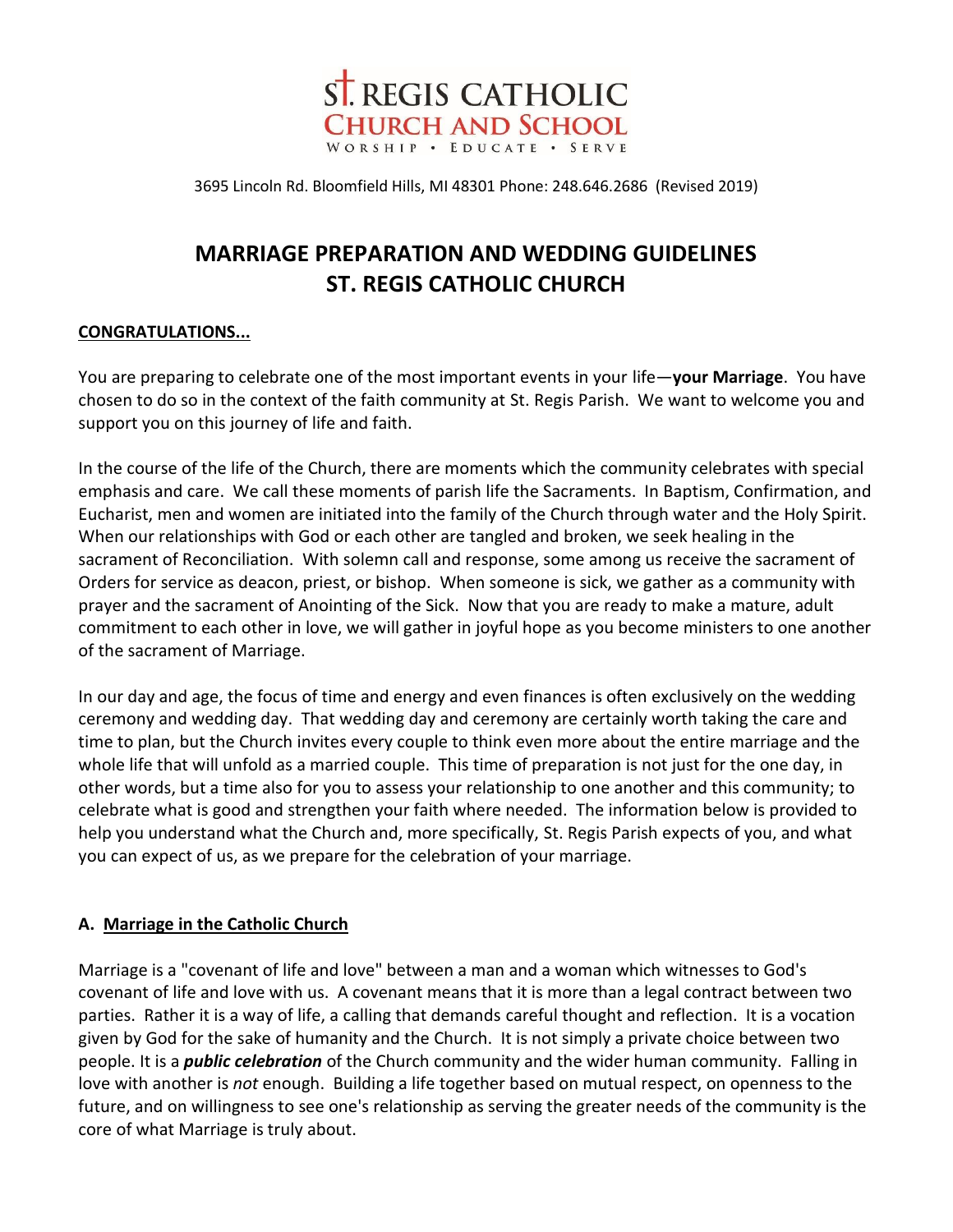ST. REGIS CATHOLIC
CHURCH AND SCHOOL
WORSHIP • EDUCATE • SERVE

3695 Lincoln Rd. Bloomfield Hills, MI 48301 Phone: 248.646.2686 (Revised 2019)

# MARRIAGE PREPARATION AND WEDDING GUIDELINES
# ST. REGIS CATHOLIC CHURCH

**CONGRATULATIONS...**

You are preparing to celebrate one of the most important events in your life—**your Marriage**. You have chosen to do so in the context of the faith community at St. Regis Parish. We want to welcome you and support you on this journey of life and faith.

In the course of the life of the Church, there are moments which the community celebrates with special emphasis and care. We call these moments of parish life the Sacraments. In Baptism, Confirmation, and Eucharist, men and women are initiated into the family of the Church through water and the Holy Spirit. When our relationships with God or each other are tangled and broken, we seek healing in the sacrament of Reconciliation. With solemn call and response, some among us receive the sacrament of Orders for service as deacon, priest, or bishop. When someone is sick, we gather as a community with prayer and the sacrament of Anointing of the Sick. Now that you are ready to make a mature, adult commitment to each other in love, we will gather in joyful hope as you become ministers to one another of the sacrament of Marriage.

In our day and age, the focus of time and energy and even finances is often exclusively on the wedding ceremony and wedding day. That wedding day and ceremony are certainly worth taking the care and time to plan, but the Church invites every couple to think even more about the entire marriage and the whole life that will unfold as a married couple. This time of preparation is not just for the one day, in other words, but a time also for you to assess your relationship to one another and this community; to celebrate what is good and strengthen your faith where needed. The information below is provided to help you understand what the Church and, more specifically, St. Regis Parish expects of you, and what you can expect of us, as we prepare for the celebration of your marriage.

## A. Marriage in the Catholic Church

Marriage is a "covenant of life and love" between a man and a woman which witnesses to God's covenant of life and love with us. A covenant means that it is more than a legal contract between two parties. Rather it is a way of life, a calling that demands careful thought and reflection. It is a vocation given by God for the sake of humanity and the Church. It is not simply a private choice between two people. It is a ***public celebration*** of the Church community and the wider human community. Falling in love with another is *not* enough. Building a life together based on mutual respect, on openness to the future, and on willingness to see one's relationship as serving the greater needs of the community is the core of what Marriage is truly about.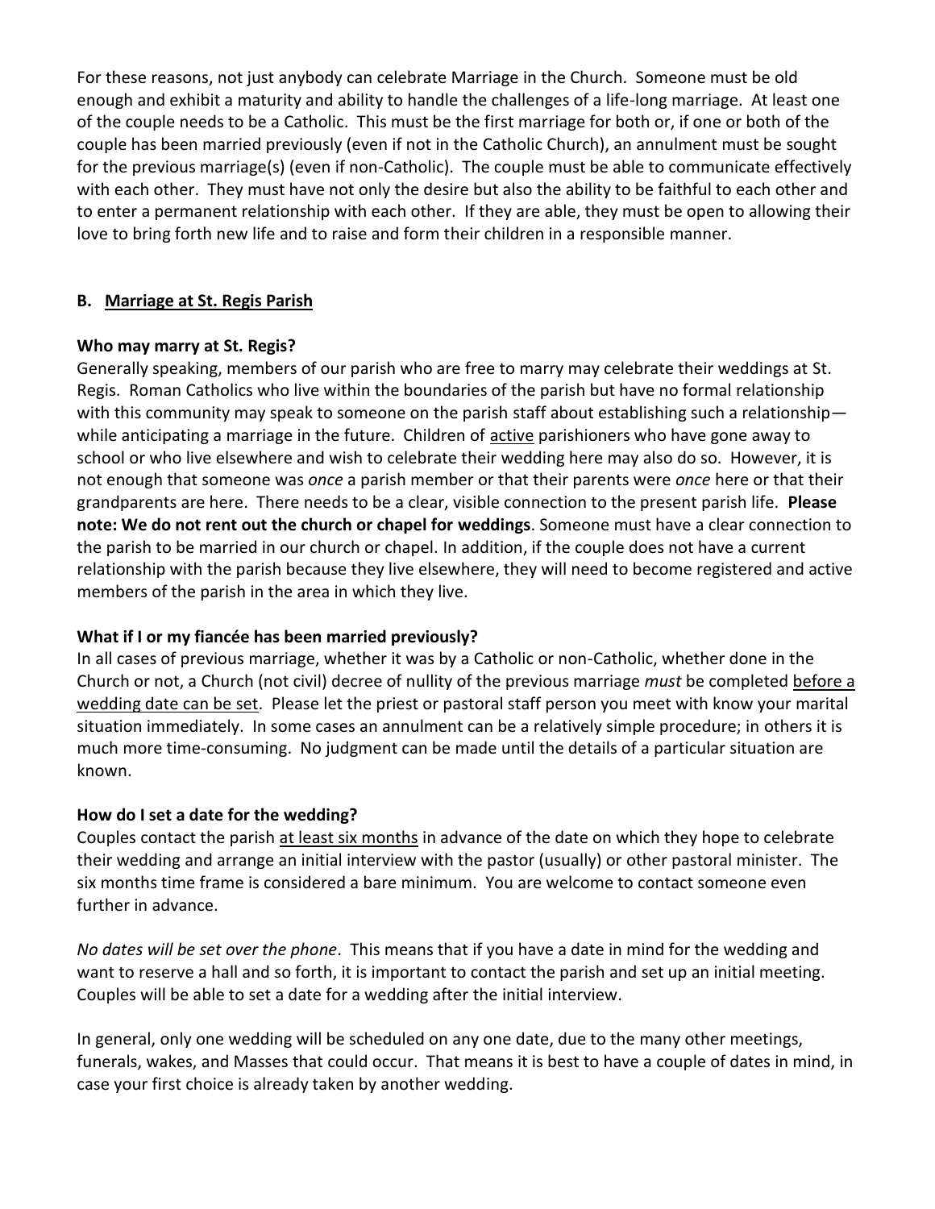For these reasons, not just anybody can celebrate Marriage in the Church. Someone must be old enough and exhibit a maturity and ability to handle the challenges of a life-long marriage. At least one of the couple needs to be a Catholic. This must be the first marriage for both or, if one or both of the couple has been married previously (even if not in the Catholic Church), an annulment must be sought for the previous marriage(s) (even if non-Catholic). The couple must be able to communicate effectively with each other. They must have not only the desire but also the ability to be faithful to each other and to enter a permanent relationship with each other. If they are able, they must be open to allowing their love to bring forth new life and to raise and form their children in a responsible manner.

## B. Marriage at St. Regis Parish

### Who may marry at St. Regis?

Generally speaking, members of our parish who are free to marry may celebrate their weddings at St. Regis. Roman Catholics who live within the boundaries of the parish but have no formal relationship with this community may speak to someone on the parish staff about establishing such a relationship—while anticipating a marriage in the future. Children of active parishioners who have gone away to school or who live elsewhere and wish to celebrate their wedding here may also do so. However, it is not enough that someone was *once* a parish member or that their parents were *once* here or that their grandparents are here. There needs to be a clear, visible connection to the present parish life. **Please note: We do not rent out the church or chapel for weddings**. Someone must have a clear connection to the parish to be married in our church or chapel. In addition, if the couple does not have a current relationship with the parish because they live elsewhere, they will need to become registered and active members of the parish in the area in which they live.

### What if I or my fiancée has been married previously?

In all cases of previous marriage, whether it was by a Catholic or non-Catholic, whether done in the Church or not, a Church (not civil) decree of nullity of the previous marriage *must* be completed before a wedding date can be set. Please let the priest or pastoral staff person you meet with know your marital situation immediately. In some cases an annulment can be a relatively simple procedure; in others it is much more time-consuming. No judgment can be made until the details of a particular situation are known.

### How do I set a date for the wedding?

Couples contact the parish at least six months in advance of the date on which they hope to celebrate their wedding and arrange an initial interview with the pastor (usually) or other pastoral minister. The six months time frame is considered a bare minimum. You are welcome to contact someone even further in advance.

*No dates will be set over the phone*. This means that if you have a date in mind for the wedding and want to reserve a hall and so forth, it is important to contact the parish and set up an initial meeting. Couples will be able to set a date for a wedding after the initial interview.

In general, only one wedding will be scheduled on any one date, due to the many other meetings, funerals, wakes, and Masses that could occur. That means it is best to have a couple of dates in mind, in case your first choice is already taken by another wedding.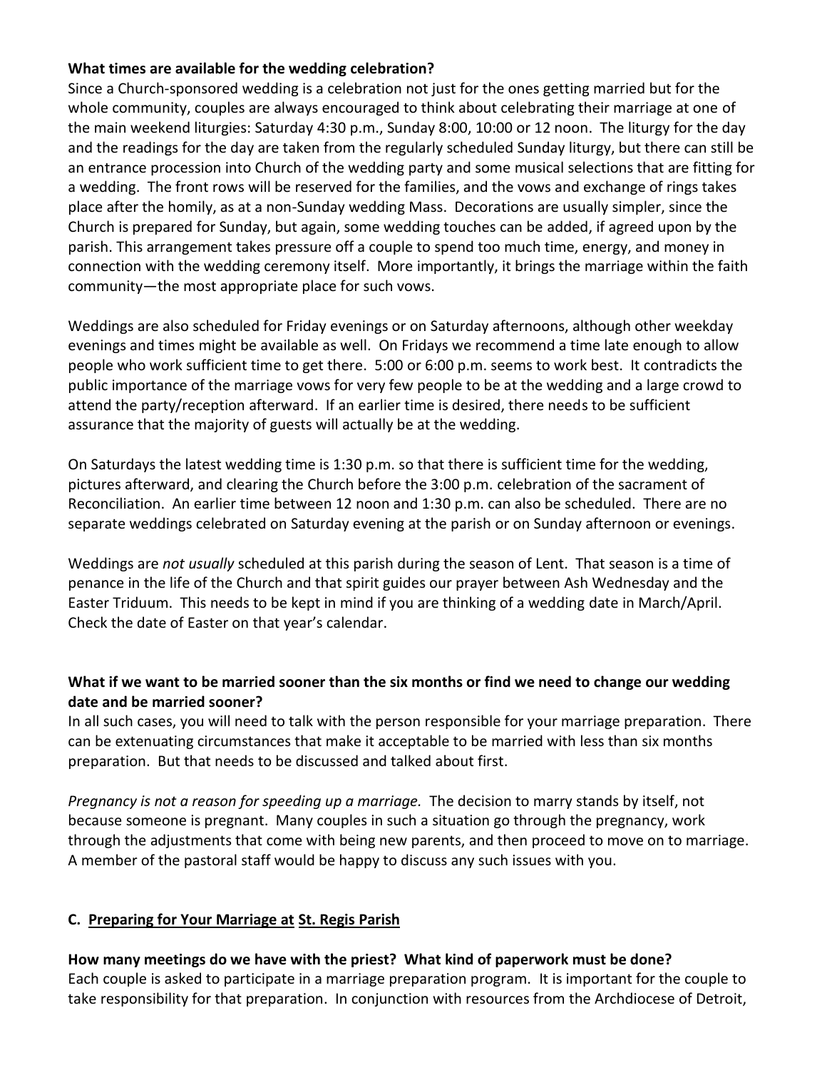**What times are available for the wedding celebration?**

Since a Church-sponsored wedding is a celebration not just for the ones getting married but for the whole community, couples are always encouraged to think about celebrating their marriage at one of the main weekend liturgies: Saturday 4:30 p.m., Sunday 8:00, 10:00 or 12 noon. The liturgy for the day and the readings for the day are taken from the regularly scheduled Sunday liturgy, but there can still be an entrance procession into Church of the wedding party and some musical selections that are fitting for a wedding. The front rows will be reserved for the families, and the vows and exchange of rings takes place after the homily, as at a non-Sunday wedding Mass. Decorations are usually simpler, since the Church is prepared for Sunday, but again, some wedding touches can be added, if agreed upon by the parish. This arrangement takes pressure off a couple to spend too much time, energy, and money in connection with the wedding ceremony itself. More importantly, it brings the marriage within the faith community—the most appropriate place for such vows.

Weddings are also scheduled for Friday evenings or on Saturday afternoons, although other weekday evenings and times might be available as well. On Fridays we recommend a time late enough to allow people who work sufficient time to get there. 5:00 or 6:00 p.m. seems to work best. It contradicts the public importance of the marriage vows for very few people to be at the wedding and a large crowd to attend the party/reception afterward. If an earlier time is desired, there needs to be sufficient assurance that the majority of guests will actually be at the wedding.

On Saturdays the latest wedding time is 1:30 p.m. so that there is sufficient time for the wedding, pictures afterward, and clearing the Church before the 3:00 p.m. celebration of the sacrament of Reconciliation. An earlier time between 12 noon and 1:30 p.m. can also be scheduled. There are no separate weddings celebrated on Saturday evening at the parish or on Sunday afternoon or evenings.

Weddings are *not usually* scheduled at this parish during the season of Lent. That season is a time of penance in the life of the Church and that spirit guides our prayer between Ash Wednesday and the Easter Triduum. This needs to be kept in mind if you are thinking of a wedding date in March/April. Check the date of Easter on that year's calendar.

**What if we want to be married sooner than the six months or find we need to change our wedding date and be married sooner?**

In all such cases, you will need to talk with the person responsible for your marriage preparation. There can be extenuating circumstances that make it acceptable to be married with less than six months preparation. But that needs to be discussed and talked about first.

*Pregnancy is not a reason for speeding up a marriage.* The decision to marry stands by itself, not because someone is pregnant. Many couples in such a situation go through the pregnancy, work through the adjustments that come with being new parents, and then proceed to move on to marriage. A member of the pastoral staff would be happy to discuss any such issues with you.

## C. Preparing for Your Marriage at St. Regis Parish

**How many meetings do we have with the priest? What kind of paperwork must be done?**

Each couple is asked to participate in a marriage preparation program. It is important for the couple to take responsibility for that preparation. In conjunction with resources from the Archdiocese of Detroit,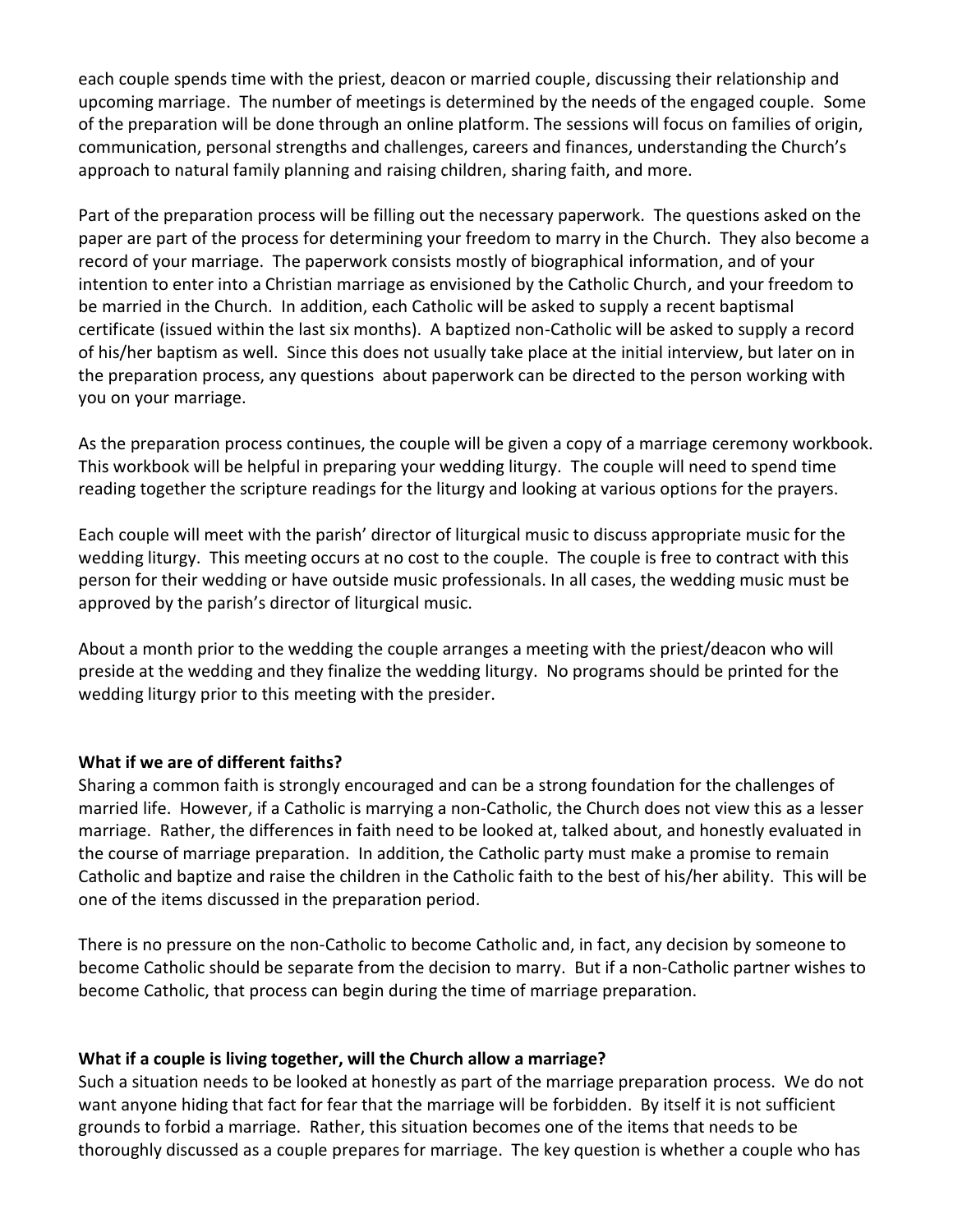each couple spends time with the priest, deacon or married couple, discussing their relationship and upcoming marriage. The number of meetings is determined by the needs of the engaged couple. Some of the preparation will be done through an online platform. The sessions will focus on families of origin, communication, personal strengths and challenges, careers and finances, understanding the Church's approach to natural family planning and raising children, sharing faith, and more.

Part of the preparation process will be filling out the necessary paperwork. The questions asked on the paper are part of the process for determining your freedom to marry in the Church. They also become a record of your marriage. The paperwork consists mostly of biographical information, and of your intention to enter into a Christian marriage as envisioned by the Catholic Church, and your freedom to be married in the Church. In addition, each Catholic will be asked to supply a recent baptismal certificate (issued within the last six months). A baptized non-Catholic will be asked to supply a record of his/her baptism as well. Since this does not usually take place at the initial interview, but later on in the preparation process, any questions about paperwork can be directed to the person working with you on your marriage.

As the preparation process continues, the couple will be given a copy of a marriage ceremony workbook. This workbook will be helpful in preparing your wedding liturgy. The couple will need to spend time reading together the scripture readings for the liturgy and looking at various options for the prayers.

Each couple will meet with the parish' director of liturgical music to discuss appropriate music for the wedding liturgy. This meeting occurs at no cost to the couple. The couple is free to contract with this person for their wedding or have outside music professionals. In all cases, the wedding music must be approved by the parish's director of liturgical music.

About a month prior to the wedding the couple arranges a meeting with the priest/deacon who will preside at the wedding and they finalize the wedding liturgy. No programs should be printed for the wedding liturgy prior to this meeting with the presider.

**What if we are of different faiths?**

Sharing a common faith is strongly encouraged and can be a strong foundation for the challenges of married life. However, if a Catholic is marrying a non-Catholic, the Church does not view this as a lesser marriage. Rather, the differences in faith need to be looked at, talked about, and honestly evaluated in the course of marriage preparation. In addition, the Catholic party must make a promise to remain Catholic and baptize and raise the children in the Catholic faith to the best of his/her ability. This will be one of the items discussed in the preparation period.

There is no pressure on the non-Catholic to become Catholic and, in fact, any decision by someone to become Catholic should be separate from the decision to marry. But if a non-Catholic partner wishes to become Catholic, that process can begin during the time of marriage preparation.

**What if a couple is living together, will the Church allow a marriage?**

Such a situation needs to be looked at honestly as part of the marriage preparation process. We do not want anyone hiding that fact for fear that the marriage will be forbidden. By itself it is not sufficient grounds to forbid a marriage. Rather, this situation becomes one of the items that needs to be thoroughly discussed as a couple prepares for marriage. The key question is whether a couple who has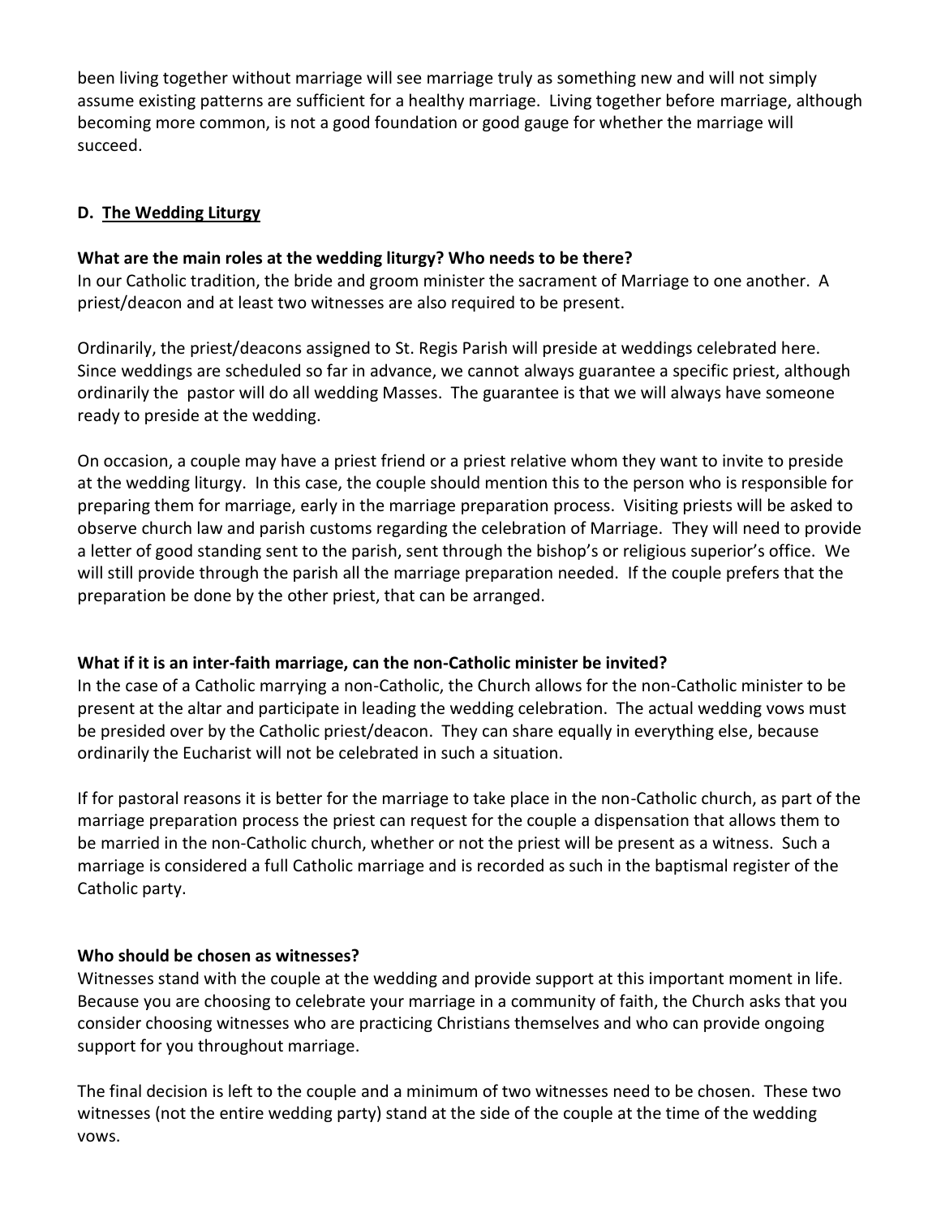been living together without marriage will see marriage truly as something new and will not simply assume existing patterns are sufficient for a healthy marriage. Living together before marriage, although becoming more common, is not a good foundation or good gauge for whether the marriage will succeed.

## D. The Wedding Liturgy

**What are the main roles at the wedding liturgy? Who needs to be there?**

In our Catholic tradition, the bride and groom minister the sacrament of Marriage to one another. A priest/deacon and at least two witnesses are also required to be present.

Ordinarily, the priest/deacons assigned to St. Regis Parish will preside at weddings celebrated here. Since weddings are scheduled so far in advance, we cannot always guarantee a specific priest, although ordinarily the pastor will do all wedding Masses. The guarantee is that we will always have someone ready to preside at the wedding.

On occasion, a couple may have a priest friend or a priest relative whom they want to invite to preside at the wedding liturgy. In this case, the couple should mention this to the person who is responsible for preparing them for marriage, early in the marriage preparation process. Visiting priests will be asked to observe church law and parish customs regarding the celebration of Marriage. They will need to provide a letter of good standing sent to the parish, sent through the bishop's or religious superior's office. We will still provide through the parish all the marriage preparation needed. If the couple prefers that the preparation be done by the other priest, that can be arranged.

**What if it is an inter-faith marriage, can the non-Catholic minister be invited?**

In the case of a Catholic marrying a non-Catholic, the Church allows for the non-Catholic minister to be present at the altar and participate in leading the wedding celebration. The actual wedding vows must be presided over by the Catholic priest/deacon. They can share equally in everything else, because ordinarily the Eucharist will not be celebrated in such a situation.

If for pastoral reasons it is better for the marriage to take place in the non-Catholic church, as part of the marriage preparation process the priest can request for the couple a dispensation that allows them to be married in the non-Catholic church, whether or not the priest will be present as a witness. Such a marriage is considered a full Catholic marriage and is recorded as such in the baptismal register of the Catholic party.

**Who should be chosen as witnesses?**

Witnesses stand with the couple at the wedding and provide support at this important moment in life. Because you are choosing to celebrate your marriage in a community of faith, the Church asks that you consider choosing witnesses who are practicing Christians themselves and who can provide ongoing support for you throughout marriage.

The final decision is left to the couple and a minimum of two witnesses need to be chosen. These two witnesses (not the entire wedding party) stand at the side of the couple at the time of the wedding vows.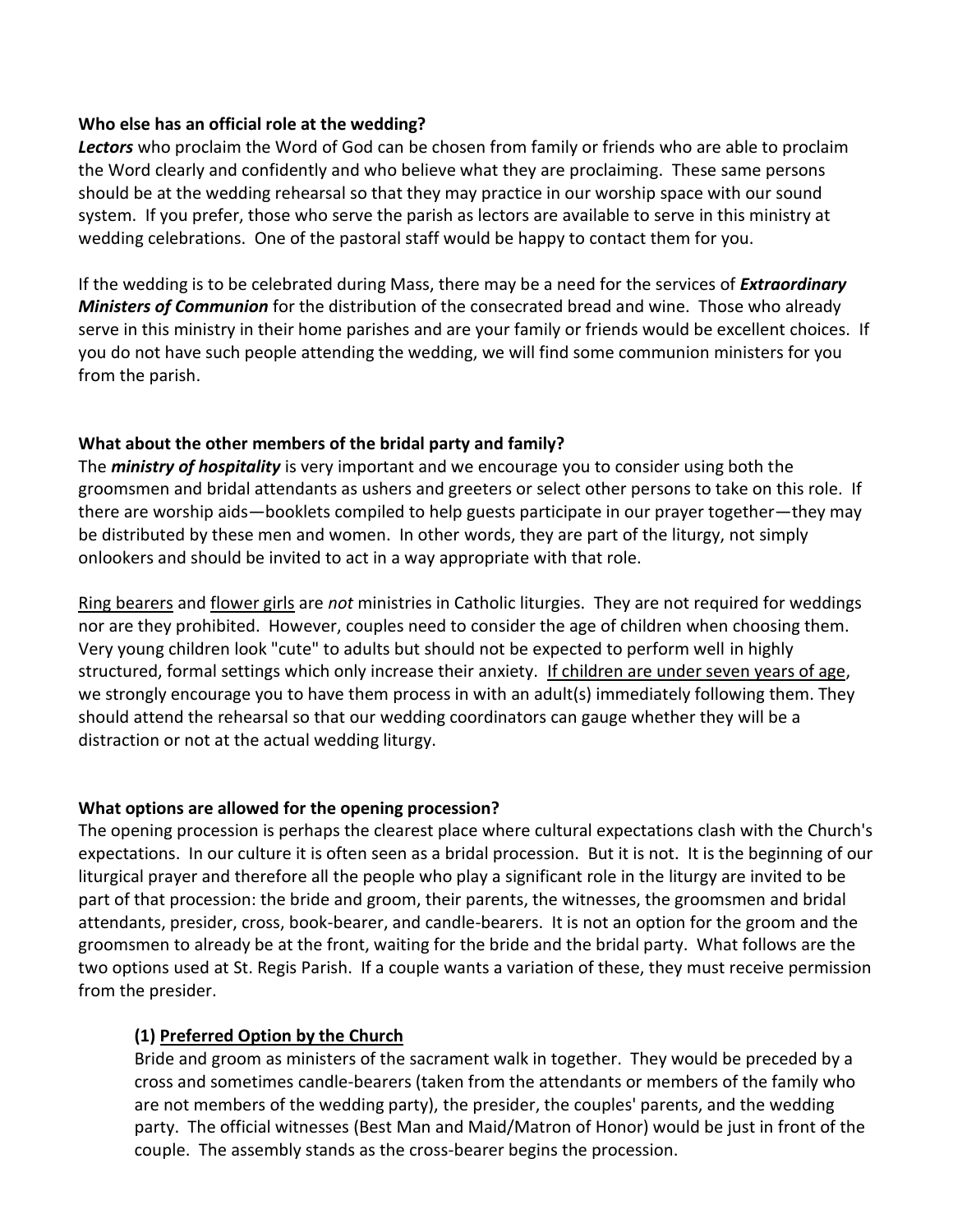**Who else has an official role at the wedding?**

***Lectors*** who proclaim the Word of God can be chosen from family or friends who are able to proclaim the Word clearly and confidently and who believe what they are proclaiming. These same persons should be at the wedding rehearsal so that they may practice in our worship space with our sound system. If you prefer, those who serve the parish as lectors are available to serve in this ministry at wedding celebrations. One of the pastoral staff would be happy to contact them for you.

If the wedding is to be celebrated during Mass, there may be a need for the services of ***Extraordinary Ministers of Communion*** for the distribution of the consecrated bread and wine. Those who already serve in this ministry in their home parishes and are your family or friends would be excellent choices. If you do not have such people attending the wedding, we will find some communion ministers for you from the parish.

**What about the other members of the bridal party and family?**

The ***ministry of hospitality*** is very important and we encourage you to consider using both the groomsmen and bridal attendants as ushers and greeters or select other persons to take on this role. If there are worship aids—booklets compiled to help guests participate in our prayer together—they may be distributed by these men and women. In other words, they are part of the liturgy, not simply onlookers and should be invited to act in a way appropriate with that role.

<u>Ring bearers</u> and <u>flower girls</u> are *not* ministries in Catholic liturgies. They are not required for weddings nor are they prohibited. However, couples need to consider the age of children when choosing them. Very young children look "cute" to adults but should not be expected to perform well in highly structured, formal settings which only increase their anxiety. <u>If children are under seven years of age</u>, we strongly encourage you to have them process in with an adult(s) immediately following them. They should attend the rehearsal so that our wedding coordinators can gauge whether they will be a distraction or not at the actual wedding liturgy.

**What options are allowed for the opening procession?**

The opening procession is perhaps the clearest place where cultural expectations clash with the Church's expectations. In our culture it is often seen as a bridal procession. But it is not. It is the beginning of our liturgical prayer and therefore all the people who play a significant role in the liturgy are invited to be part of that procession: the bride and groom, their parents, the witnesses, the groomsmen and bridal attendants, presider, cross, book-bearer, and candle-bearers. It is not an option for the groom and the groomsmen to already be at the front, waiting for the bride and the bridal party. What follows are the two options used at St. Regis Parish. If a couple wants a variation of these, they must receive permission from the presider.

**(1) <u>Preferred Option by the Church</u>**

Bride and groom as ministers of the sacrament walk in together. They would be preceded by a cross and sometimes candle-bearers (taken from the attendants or members of the family who are not members of the wedding party), the presider, the couples' parents, and the wedding party. The official witnesses (Best Man and Maid/Matron of Honor) would be just in front of the couple. The assembly stands as the cross-bearer begins the procession.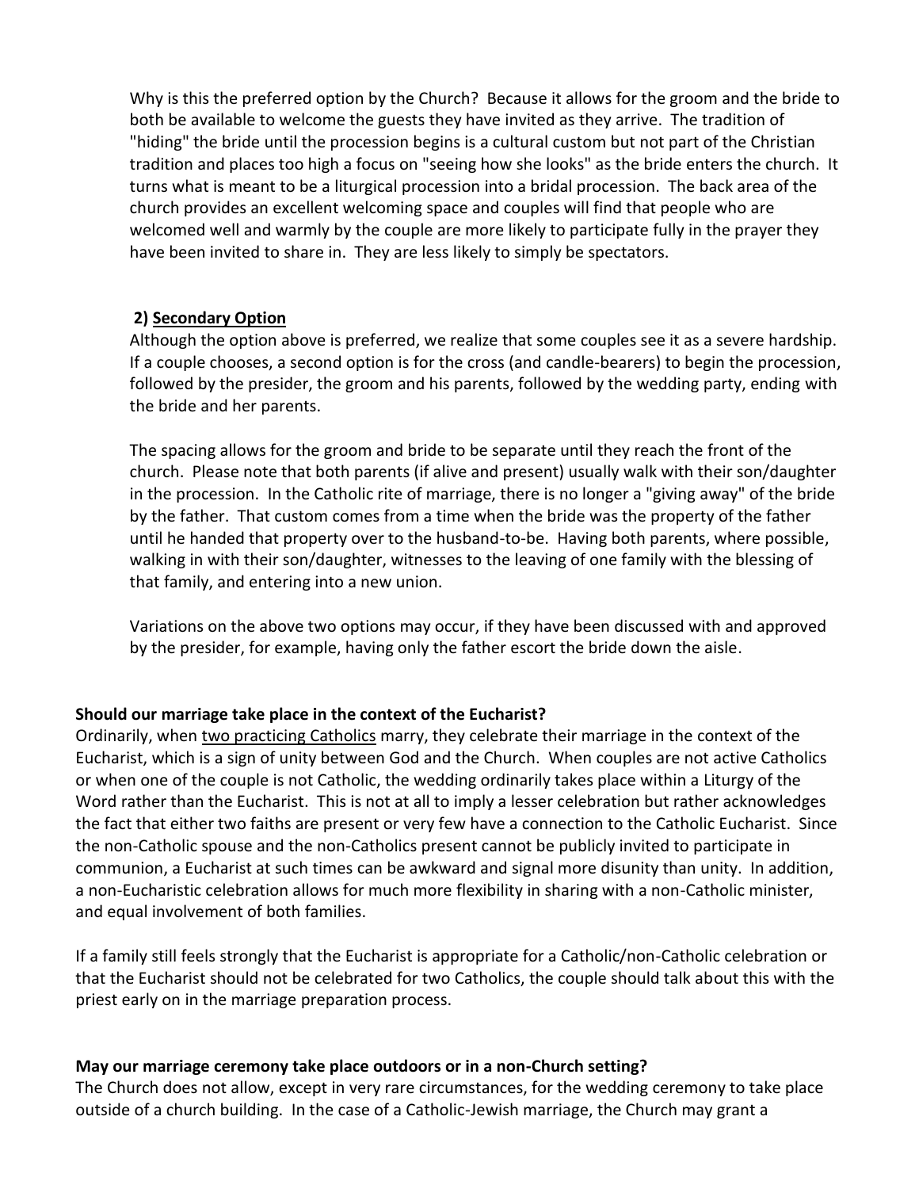Why is this the preferred option by the Church? Because it allows for the groom and the bride to both be available to welcome the guests they have invited as they arrive. The tradition of "hiding" the bride until the procession begins is a cultural custom but not part of the Christian tradition and places too high a focus on "seeing how she looks" as the bride enters the church. It turns what is meant to be a liturgical procession into a bridal procession. The back area of the church provides an excellent welcoming space and couples will find that people who are welcomed well and warmly by the couple are more likely to participate fully in the prayer they have been invited to share in. They are less likely to simply be spectators.

**2) <u>Secondary Option</u>**

Although the option above is preferred, we realize that some couples see it as a severe hardship. If a couple chooses, a second option is for the cross (and candle-bearers) to begin the procession, followed by the presider, the groom and his parents, followed by the wedding party, ending with the bride and her parents.

The spacing allows for the groom and bride to be separate until they reach the front of the church. Please note that both parents (if alive and present) usually walk with their son/daughter in the procession. In the Catholic rite of marriage, there is no longer a "giving away" of the bride by the father. That custom comes from a time when the bride was the property of the father until he handed that property over to the husband-to-be. Having both parents, where possible, walking in with their son/daughter, witnesses to the leaving of one family with the blessing of that family, and entering into a new union.

Variations on the above two options may occur, if they have been discussed with and approved by the presider, for example, having only the father escort the bride down the aisle.

**Should our marriage take place in the context of the Eucharist?**

Ordinarily, when <u>two practicing Catholics</u> marry, they celebrate their marriage in the context of the Eucharist, which is a sign of unity between God and the Church. When couples are not active Catholics or when one of the couple is not Catholic, the wedding ordinarily takes place within a Liturgy of the Word rather than the Eucharist. This is not at all to imply a lesser celebration but rather acknowledges the fact that either two faiths are present or very few have a connection to the Catholic Eucharist. Since the non-Catholic spouse and the non-Catholics present cannot be publicly invited to participate in communion, a Eucharist at such times can be awkward and signal more disunity than unity. In addition, a non-Eucharistic celebration allows for much more flexibility in sharing with a non-Catholic minister, and equal involvement of both families.

If a family still feels strongly that the Eucharist is appropriate for a Catholic/non-Catholic celebration or that the Eucharist should not be celebrated for two Catholics, the couple should talk about this with the priest early on in the marriage preparation process.

**May our marriage ceremony take place outdoors or in a non-Church setting?**

The Church does not allow, except in very rare circumstances, for the wedding ceremony to take place outside of a church building. In the case of a Catholic-Jewish marriage, the Church may grant a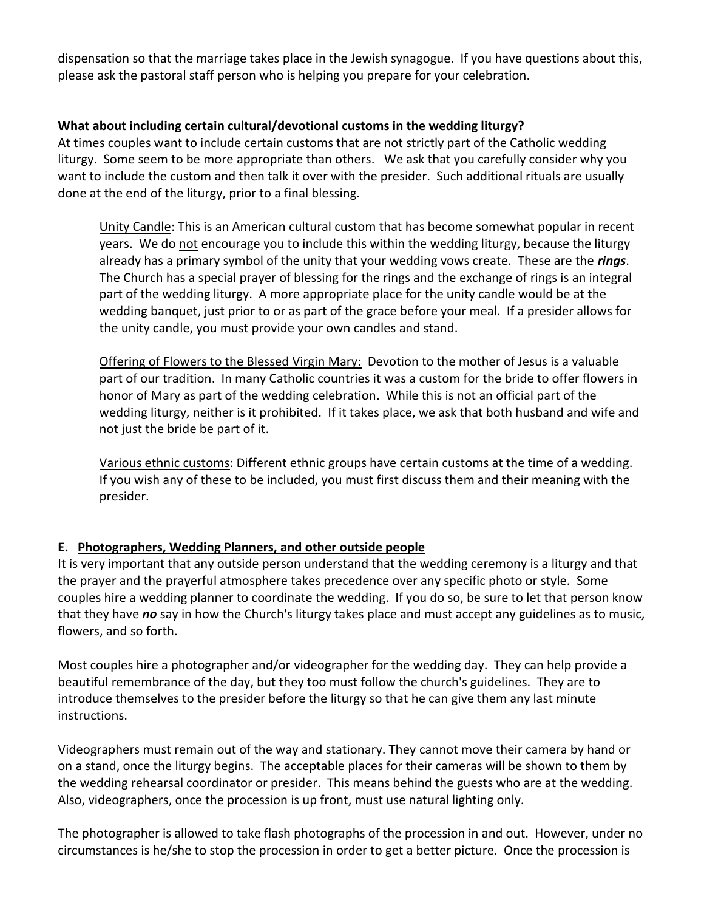dispensation so that the marriage takes place in the Jewish synagogue. If you have questions about this, please ask the pastoral staff person who is helping you prepare for your celebration.

**What about including certain cultural/devotional customs in the wedding liturgy?**
At times couples want to include certain customs that are not strictly part of the Catholic wedding liturgy. Some seem to be more appropriate than others. We ask that you carefully consider why you want to include the custom and then talk it over with the presider. Such additional rituals are usually done at the end of the liturgy, prior to a final blessing.

> <u>Unity Candle</u>: This is an American cultural custom that has become somewhat popular in recent years. We do <u>not</u> encourage you to include this within the wedding liturgy, because the liturgy already has a primary symbol of the unity that your wedding vows create. These are the ***rings***. The Church has a special prayer of blessing for the rings and the exchange of rings is an integral part of the wedding liturgy. A more appropriate place for the unity candle would be at the wedding banquet, just prior to or as part of the grace before your meal. If a presider allows for the unity candle, you must provide your own candles and stand.
>
> <u>Offering of Flowers to the Blessed Virgin Mary:</u> Devotion to the mother of Jesus is a valuable part of our tradition. In many Catholic countries it was a custom for the bride to offer flowers in honor of Mary as part of the wedding celebration. While this is not an official part of the wedding liturgy, neither is it prohibited. If it takes place, we ask that both husband and wife and not just the bride be part of it.
>
> <u>Various ethnic customs</u>: Different ethnic groups have certain customs at the time of a wedding. If you wish any of these to be included, you must first discuss them and their meaning with the presider.

### E. <u>Photographers, Wedding Planners, and other outside people</u>

It is very important that any outside person understand that the wedding ceremony is a liturgy and that the prayer and the prayerful atmosphere takes precedence over any specific photo or style. Some couples hire a wedding planner to coordinate the wedding. If you do so, be sure to let that person know that they have ***no*** say in how the Church's liturgy takes place and must accept any guidelines as to music, flowers, and so forth.

Most couples hire a photographer and/or videographer for the wedding day. They can help provide a beautiful remembrance of the day, but they too must follow the church's guidelines. They are to introduce themselves to the presider before the liturgy so that he can give them any last minute instructions.

Videographers must remain out of the way and stationary. They <u>cannot move their camera</u> by hand or on a stand, once the liturgy begins. The acceptable places for their cameras will be shown to them by the wedding rehearsal coordinator or presider. This means behind the guests who are at the wedding. Also, videographers, once the procession is up front, must use natural lighting only.

The photographer is allowed to take flash photographs of the procession in and out. However, under no circumstances is he/she to stop the procession in order to get a better picture. Once the procession is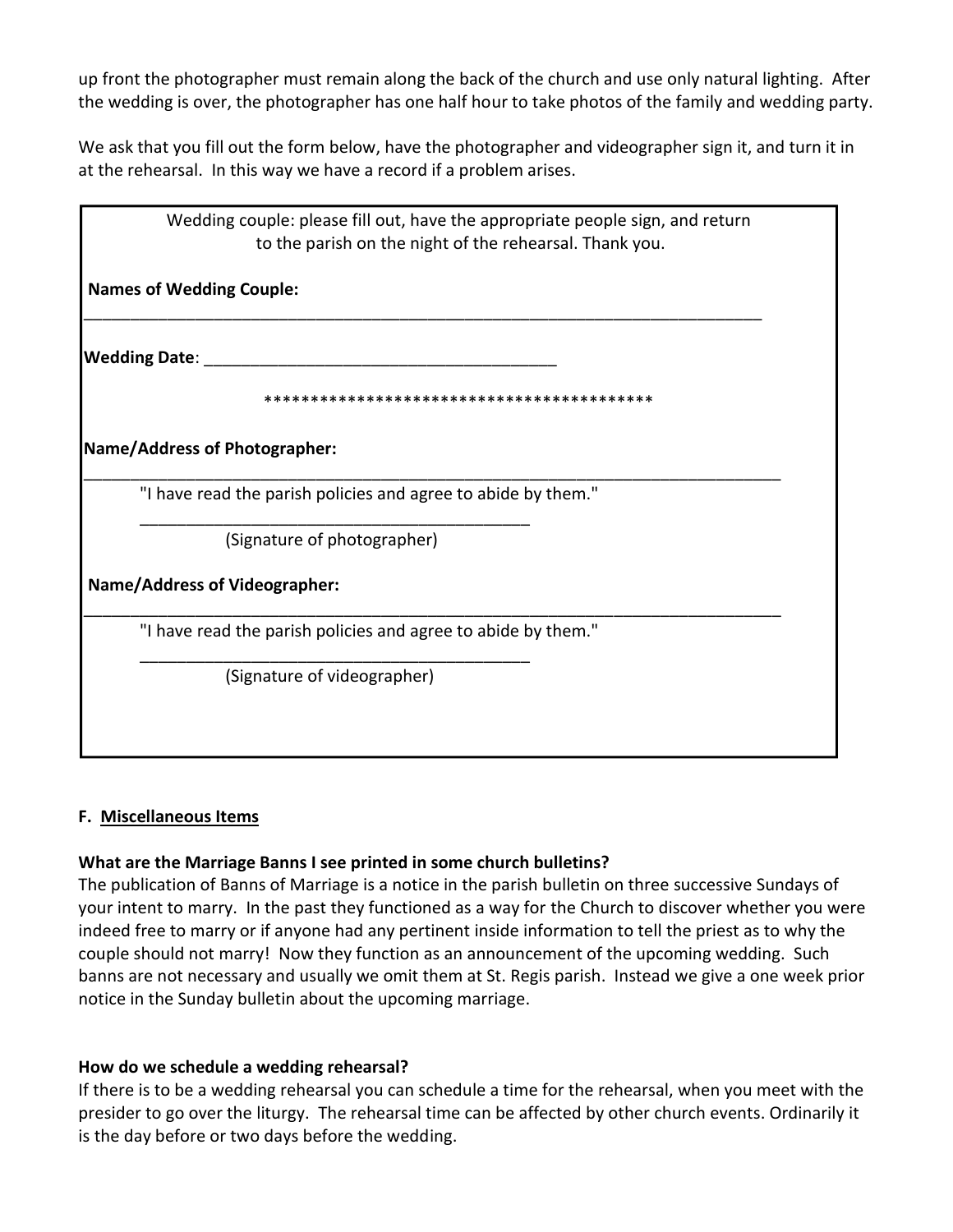up front the photographer must remain along the back of the church and use only natural lighting. After the wedding is over, the photographer has one half hour to take photos of the family and wedding party.

We ask that you fill out the form below, have the photographer and videographer sign it, and turn it in at the rehearsal. In this way we have a record if a problem arises.

Wedding couple: please fill out, have the appropriate people sign, and return to the parish on the night of the rehearsal. Thank you.

**Names of Wedding Couple:**

______________________________________________________________________________

**Wedding Date**: ________________________________________

******************************************

**Name/Address of Photographer:**

______________________________________________________________________________

"I have read the parish policies and agree to abide by them."

____________________________________________

(Signature of photographer)

**Name/Address of Videographer:**

______________________________________________________________________________

"I have read the parish policies and agree to abide by them."

____________________________________________

(Signature of videographer)

**F. Miscellaneous Items**

**What are the Marriage Banns I see printed in some church bulletins?**

The publication of Banns of Marriage is a notice in the parish bulletin on three successive Sundays of your intent to marry. In the past they functioned as a way for the Church to discover whether you were indeed free to marry or if anyone had any pertinent inside information to tell the priest as to why the couple should not marry! Now they function as an announcement of the upcoming wedding. Such banns are not necessary and usually we omit them at St. Regis parish. Instead we give a one week prior notice in the Sunday bulletin about the upcoming marriage.

**How do we schedule a wedding rehearsal?**

If there is to be a wedding rehearsal you can schedule a time for the rehearsal, when you meet with the presider to go over the liturgy. The rehearsal time can be affected by other church events. Ordinarily it is the day before or two days before the wedding.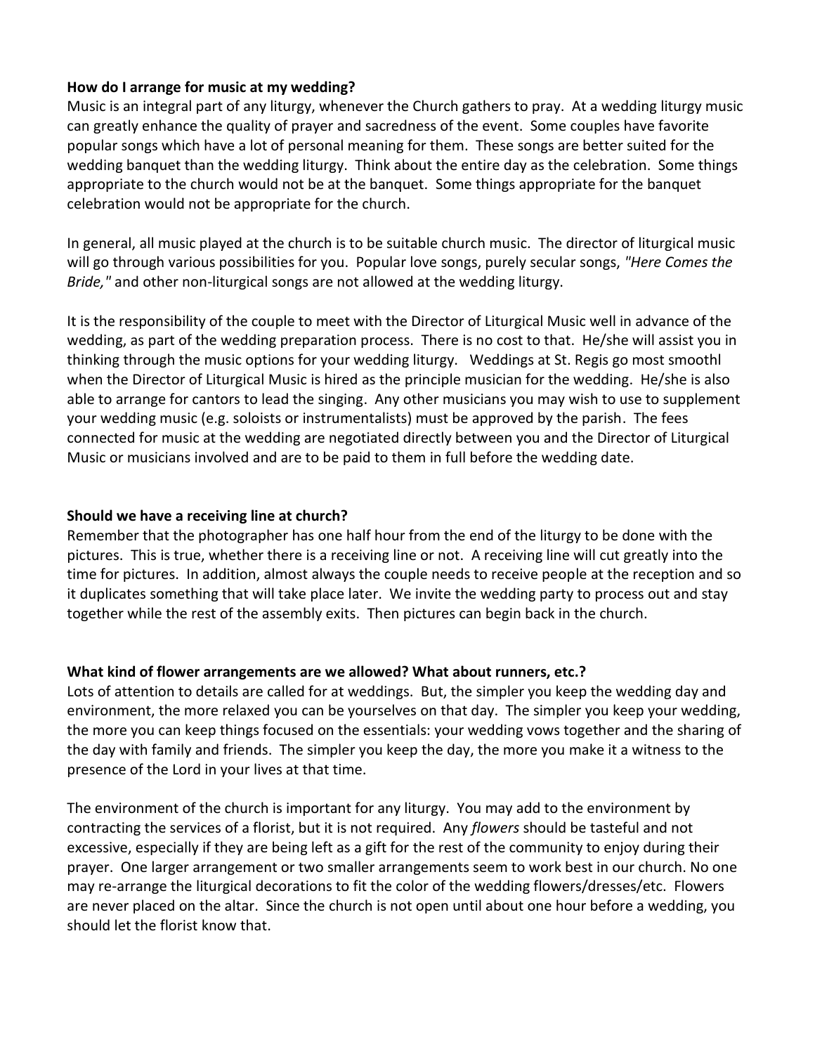**How do I arrange for music at my wedding?**
Music is an integral part of any liturgy, whenever the Church gathers to pray. At a wedding liturgy music can greatly enhance the quality of prayer and sacredness of the event. Some couples have favorite popular songs which have a lot of personal meaning for them. These songs are better suited for the wedding banquet than the wedding liturgy. Think about the entire day as the celebration. Some things appropriate to the church would not be at the banquet. Some things appropriate for the banquet celebration would not be appropriate for the church.

In general, all music played at the church is to be suitable church music. The director of liturgical music will go through various possibilities for you. Popular love songs, purely secular songs, *"Here Comes the Bride,"* and other non-liturgical songs are not allowed at the wedding liturgy.

It is the responsibility of the couple to meet with the Director of Liturgical Music well in advance of the wedding, as part of the wedding preparation process. There is no cost to that. He/she will assist you in thinking through the music options for your wedding liturgy. Weddings at St. Regis go most smoothl when the Director of Liturgical Music is hired as the principle musician for the wedding. He/she is also able to arrange for cantors to lead the singing. Any other musicians you may wish to use to supplement your wedding music (e.g. soloists or instrumentalists) must be approved by the parish. The fees connected for music at the wedding are negotiated directly between you and the Director of Liturgical Music or musicians involved and are to be paid to them in full before the wedding date.

**Should we have a receiving line at church?**
Remember that the photographer has one half hour from the end of the liturgy to be done with the pictures. This is true, whether there is a receiving line or not. A receiving line will cut greatly into the time for pictures. In addition, almost always the couple needs to receive people at the reception and so it duplicates something that will take place later. We invite the wedding party to process out and stay together while the rest of the assembly exits. Then pictures can begin back in the church.

**What kind of flower arrangements are we allowed? What about runners, etc.?**
Lots of attention to details are called for at weddings. But, the simpler you keep the wedding day and environment, the more relaxed you can be yourselves on that day. The simpler you keep your wedding, the more you can keep things focused on the essentials: your wedding vows together and the sharing of the day with family and friends. The simpler you keep the day, the more you make it a witness to the presence of the Lord in your lives at that time.

The environment of the church is important for any liturgy. You may add to the environment by contracting the services of a florist, but it is not required. Any *flowers* should be tasteful and not excessive, especially if they are being left as a gift for the rest of the community to enjoy during their prayer. One larger arrangement or two smaller arrangements seem to work best in our church. No one may re-arrange the liturgical decorations to fit the color of the wedding flowers/dresses/etc. Flowers are never placed on the altar. Since the church is not open until about one hour before a wedding, you should let the florist know that.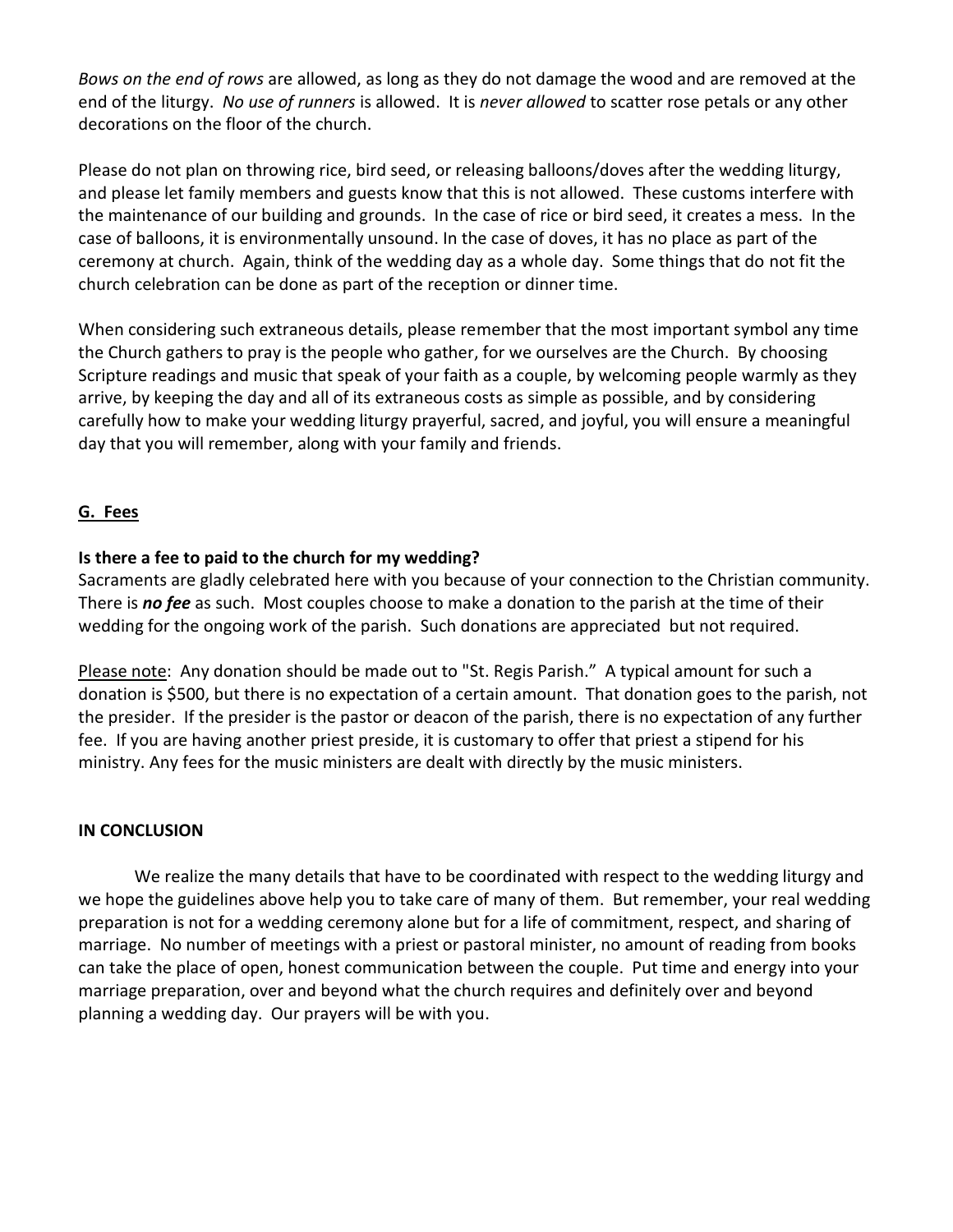*Bows on the end of rows* are allowed, as long as they do not damage the wood and are removed at the end of the liturgy. *No use of runners* is allowed. It is *never allowed* to scatter rose petals or any other decorations on the floor of the church.

Please do not plan on throwing rice, bird seed, or releasing balloons/doves after the wedding liturgy, and please let family members and guests know that this is not allowed. These customs interfere with the maintenance of our building and grounds. In the case of rice or bird seed, it creates a mess. In the case of balloons, it is environmentally unsound. In the case of doves, it has no place as part of the ceremony at church. Again, think of the wedding day as a whole day. Some things that do not fit the church celebration can be done as part of the reception or dinner time.

When considering such extraneous details, please remember that the most important symbol any time the Church gathers to pray is the people who gather, for we ourselves are the Church. By choosing Scripture readings and music that speak of your faith as a couple, by welcoming people warmly as they arrive, by keeping the day and all of its extraneous costs as simple as possible, and by considering carefully how to make your wedding liturgy prayerful, sacred, and joyful, you will ensure a meaningful day that you will remember, along with your family and friends.

## G. Fees

**Is there a fee to paid to the church for my wedding?**
Sacraments are gladly celebrated here with you because of your connection to the Christian community. There is ***no fee*** as such. Most couples choose to make a donation to the parish at the time of their wedding for the ongoing work of the parish. Such donations are appreciated but not required.

Please note: Any donation should be made out to "St. Regis Parish." A typical amount for such a donation is $500, but there is no expectation of a certain amount. That donation goes to the parish, not the presider. If the presider is the pastor or deacon of the parish, there is no expectation of any further fee. If you are having another priest preside, it is customary to offer that priest a stipend for his ministry. Any fees for the music ministers are dealt with directly by the music ministers.

## IN CONCLUSION

We realize the many details that have to be coordinated with respect to the wedding liturgy and we hope the guidelines above help you to take care of many of them. But remember, your real wedding preparation is not for a wedding ceremony alone but for a life of commitment, respect, and sharing of marriage. No number of meetings with a priest or pastoral minister, no amount of reading from books can take the place of open, honest communication between the couple. Put time and energy into your marriage preparation, over and beyond what the church requires and definitely over and beyond planning a wedding day. Our prayers will be with you.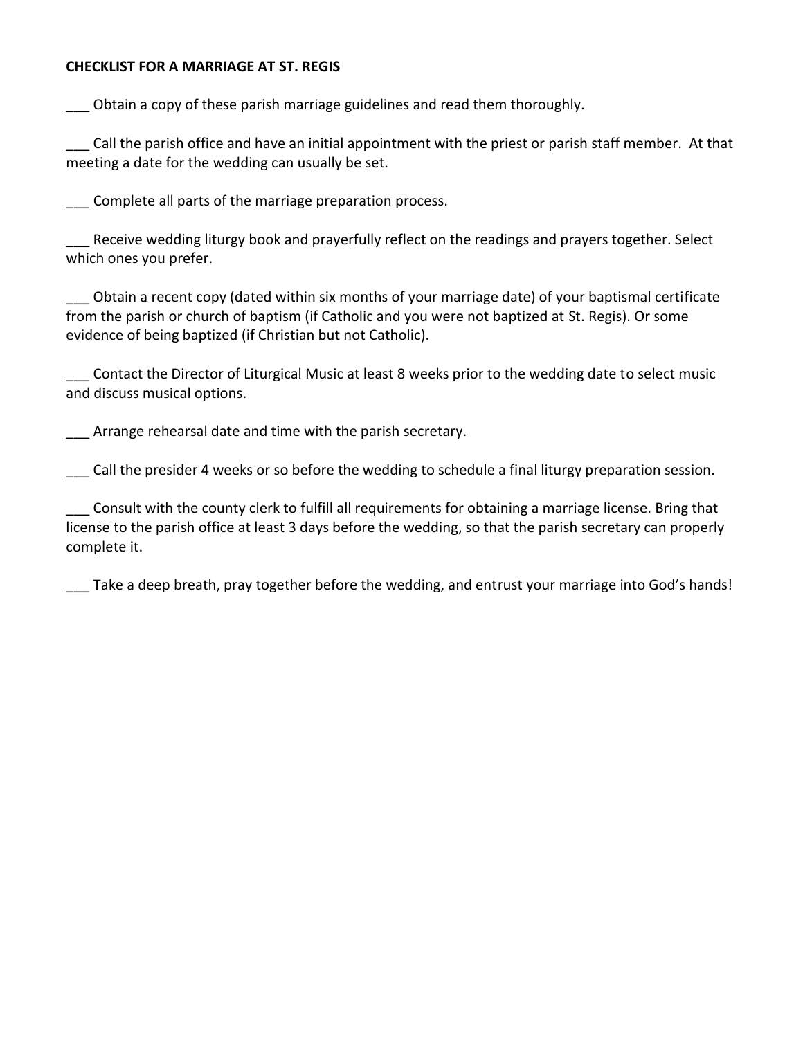**CHECKLIST FOR A MARRIAGE AT ST. REGIS**

___ Obtain a copy of these parish marriage guidelines and read them thoroughly.

___ Call the parish office and have an initial appointment with the priest or parish staff member. At that meeting a date for the wedding can usually be set.

___ Complete all parts of the marriage preparation process.

___ Receive wedding liturgy book and prayerfully reflect on the readings and prayers together. Select which ones you prefer.

___ Obtain a recent copy (dated within six months of your marriage date) of your baptismal certificate from the parish or church of baptism (if Catholic and you were not baptized at St. Regis). Or some evidence of being baptized (if Christian but not Catholic).

___ Contact the Director of Liturgical Music at least 8 weeks prior to the wedding date to select music and discuss musical options.

___ Arrange rehearsal date and time with the parish secretary.

___ Call the presider 4 weeks or so before the wedding to schedule a final liturgy preparation session.

___ Consult with the county clerk to fulfill all requirements for obtaining a marriage license. Bring that license to the parish office at least 3 days before the wedding, so that the parish secretary can properly complete it.

___ Take a deep breath, pray together before the wedding, and entrust your marriage into God's hands!